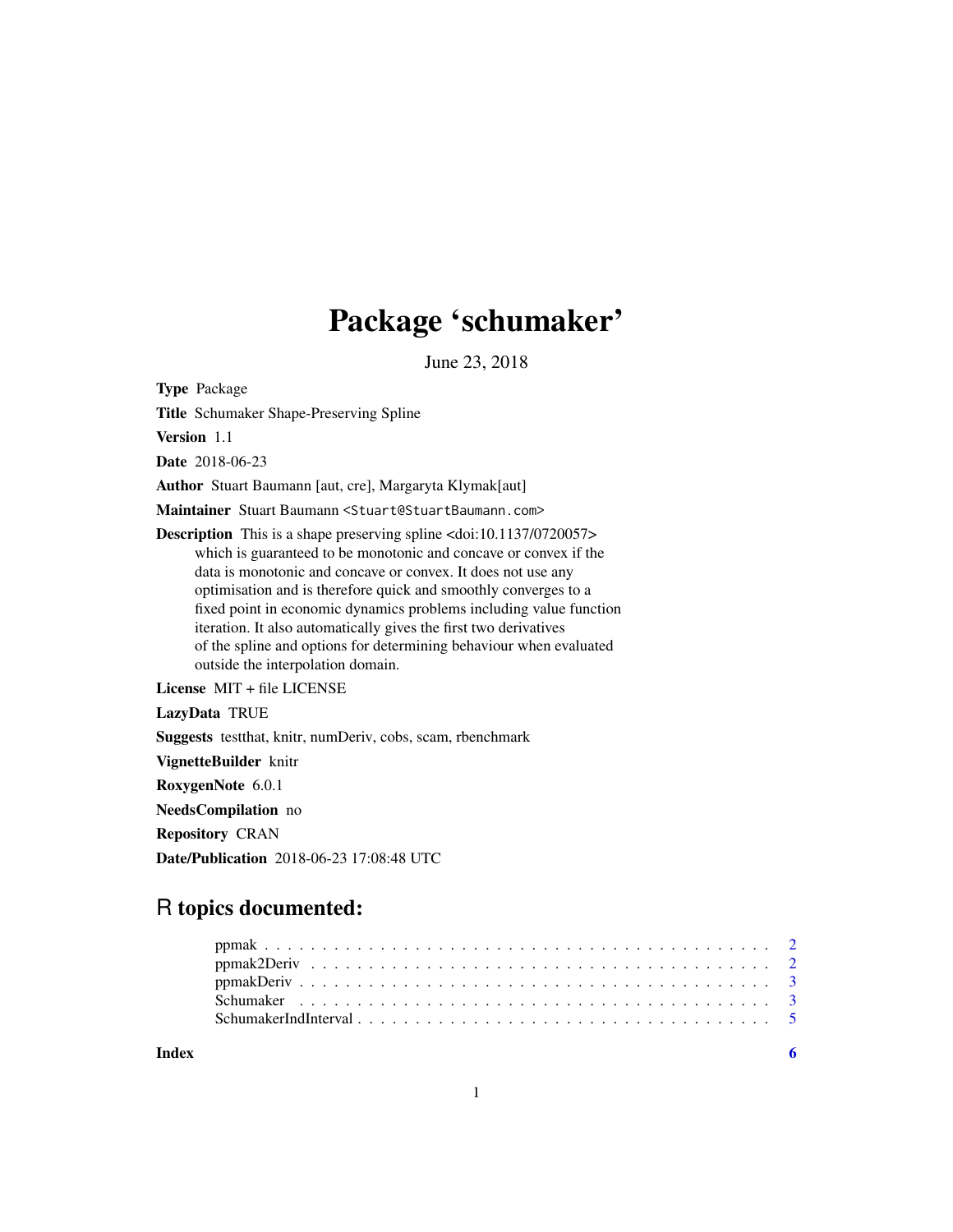# Package 'schumaker'

June 23, 2018

**Type** Package

**Title** Schumaker Shape-Preserving Spline

**Version** 1.1

**Date** 2018-06-23

**Author** Stuart Baumann [aut, cre], Margaryta Klymak[aut]

**Maintainer** Stuart Baumann <Stuart@StuartBaumann.com>

**Description** This is a shape preserving spline <doi:10.1137/0720057> which is guaranteed to be monotonic and concave or convex if the data is monotonic and concave or convex. It does not use any optimisation and is therefore quick and smoothly converges to a fixed point in economic dynamics problems including value function iteration. It also automatically gives the first two derivatives of the spline and options for determining behaviour when evaluated outside the interpolation domain.

**License** MIT + file LICENSE

**LazyData** TRUE

**Suggests** testthat, knitr, numDeriv, cobs, scam, rbenchmark

**VignetteBuilder** knitr

**RoxygenNote** 6.0.1

**NeedsCompilation** no

**Repository** CRAN

**Date/Publication** 2018-06-23 17:08:48 UTC

## R topics documented:

- ppmak . . . . . . . . . . . . . . . . . . . . . . . . . . . . . . . . . . . . . . . . 2
- ppmak2Deriv . . . . . . . . . . . . . . . . . . . . . . . . . . . . . . . . . . . . . 2
- ppmakDeriv . . . . . . . . . . . . . . . . . . . . . . . . . . . . . . . . . . . . . . 3
- Schumaker . . . . . . . . . . . . . . . . . . . . . . . . . . . . . . . . . . . . . . 3
- SchumakerIndInterval . . . . . . . . . . . . . . . . . . . . . . . . . . . . . . . . 5

**Index** **6**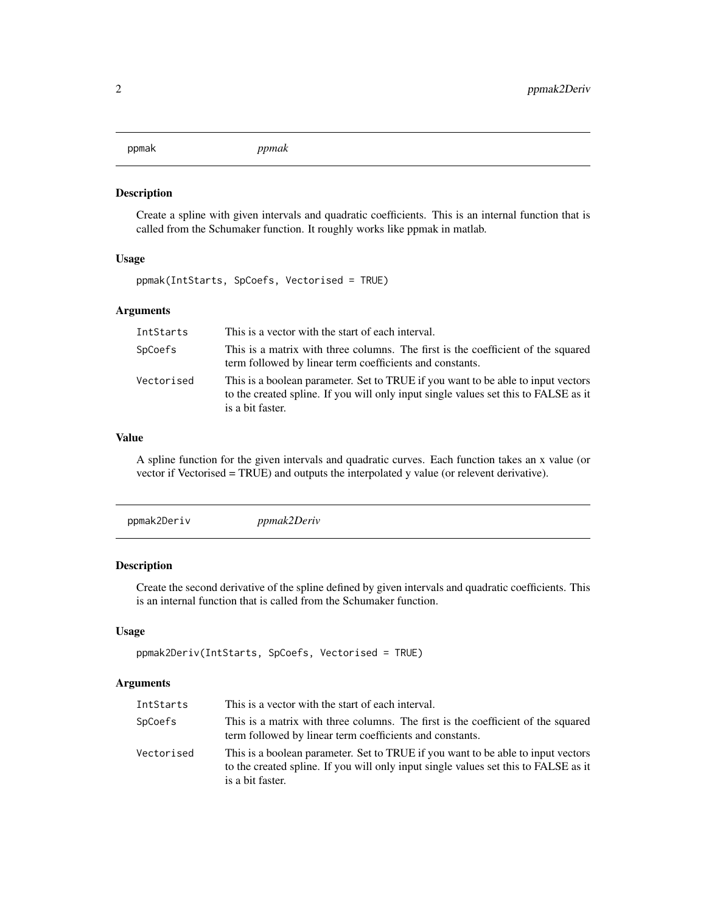## ppmak *ppmak*

### Description

Create a spline with given intervals and quadratic coefficients. This is an internal function that is called from the Schumaker function. It roughly works like ppmak in matlab.

### Usage

```
ppmak(IntStarts, SpCoefs, Vectorised = TRUE)
```

### Arguments

| | |
|---|---|
| IntStarts | This is a vector with the start of each interval. |
| SpCoefs | This is a matrix with three columns. The first is the coefficient of the squared term followed by linear term coefficients and constants. |
| Vectorised | This is a boolean parameter. Set to TRUE if you want to be able to input vectors to the created spline. If you will only input single values set this to FALSE as it is a bit faster. |

### Value

A spline function for the given intervals and quadratic curves. Each function takes an x value (or vector if Vectorised = TRUE) and outputs the interpolated y value (or relevent derivative).

## ppmak2Deriv *ppmak2Deriv*

### Description

Create the second derivative of the spline defined by given intervals and quadratic coefficients. This is an internal function that is called from the Schumaker function.

### Usage

```
ppmak2Deriv(IntStarts, SpCoefs, Vectorised = TRUE)
```

### Arguments

| | |
|---|---|
| IntStarts | This is a vector with the start of each interval. |
| SpCoefs | This is a matrix with three columns. The first is the coefficient of the squared term followed by linear term coefficients and constants. |
| Vectorised | This is a boolean parameter. Set to TRUE if you want to be able to input vectors to the created spline. If you will only input single values set this to FALSE as it is a bit faster. |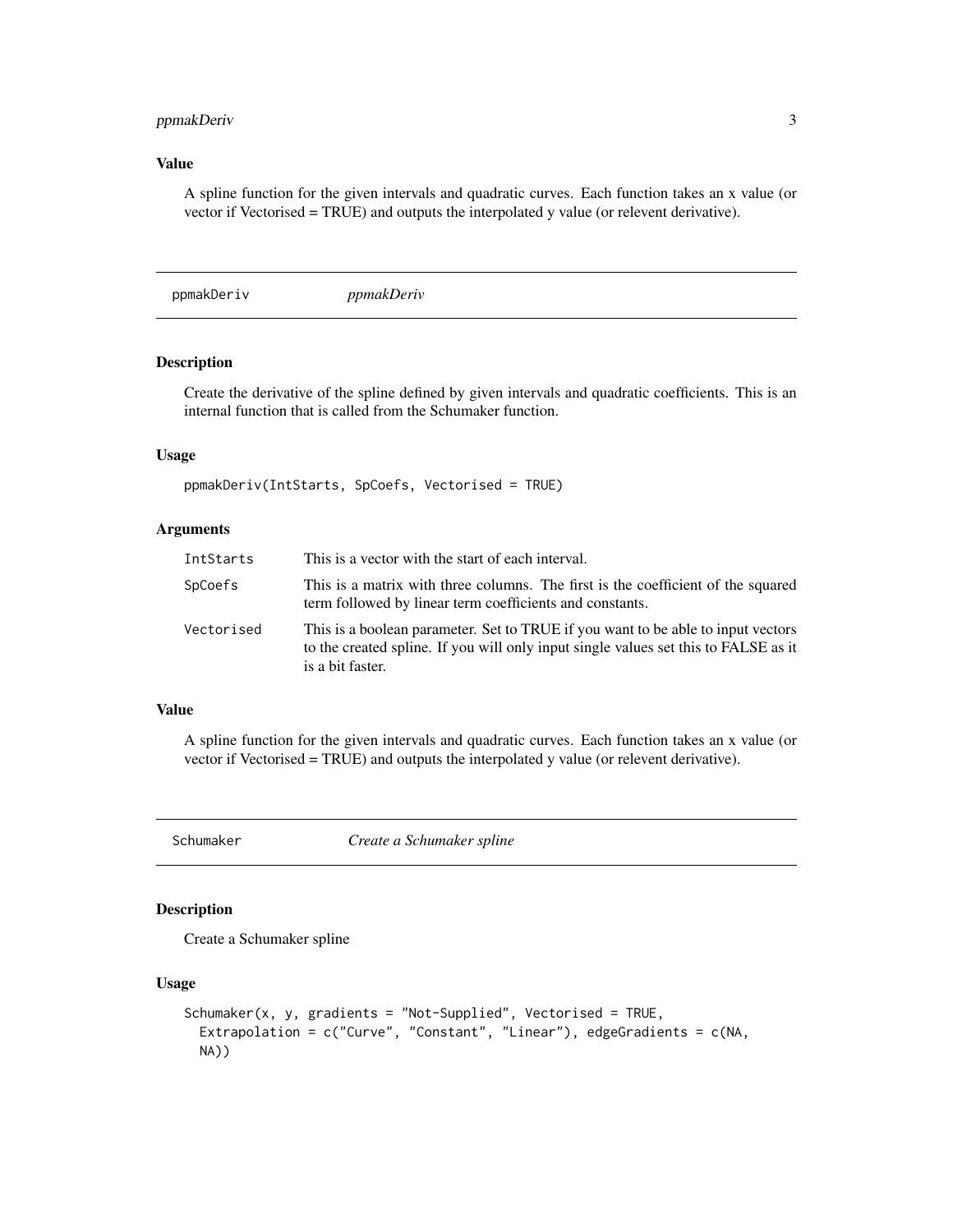### Value

A spline function for the given intervals and quadratic curves. Each function takes an x value (or vector if Vectorised = TRUE) and outputs the interpolated y value (or relevent derivative).

---

## ppmakDeriv — *ppmakDeriv*

---

### Description

Create the derivative of the spline defined by given intervals and quadratic coefficients. This is an internal function that is called from the Schumaker function.

### Usage

```
ppmakDeriv(IntStarts, SpCoefs, Vectorised = TRUE)
```

### Arguments

| | |
|---|---|
| `IntStarts` | This is a vector with the start of each interval. |
| `SpCoefs` | This is a matrix with three columns. The first is the coefficient of the squared term followed by linear term coefficients and constants. |
| `Vectorised` | This is a boolean parameter. Set to TRUE if you want to be able to input vectors to the created spline. If you will only input single values set this to FALSE as it is a bit faster. |

### Value

A spline function for the given intervals and quadratic curves. Each function takes an x value (or vector if Vectorised = TRUE) and outputs the interpolated y value (or relevent derivative).

---

## Schumaker — *Create a Schumaker spline*

---

### Description

Create a Schumaker spline

### Usage

```
Schumaker(x, y, gradients = "Not-Supplied", Vectorised = TRUE,
  Extrapolation = c("Curve", "Constant", "Linear"), edgeGradients = c(NA,
  NA))
```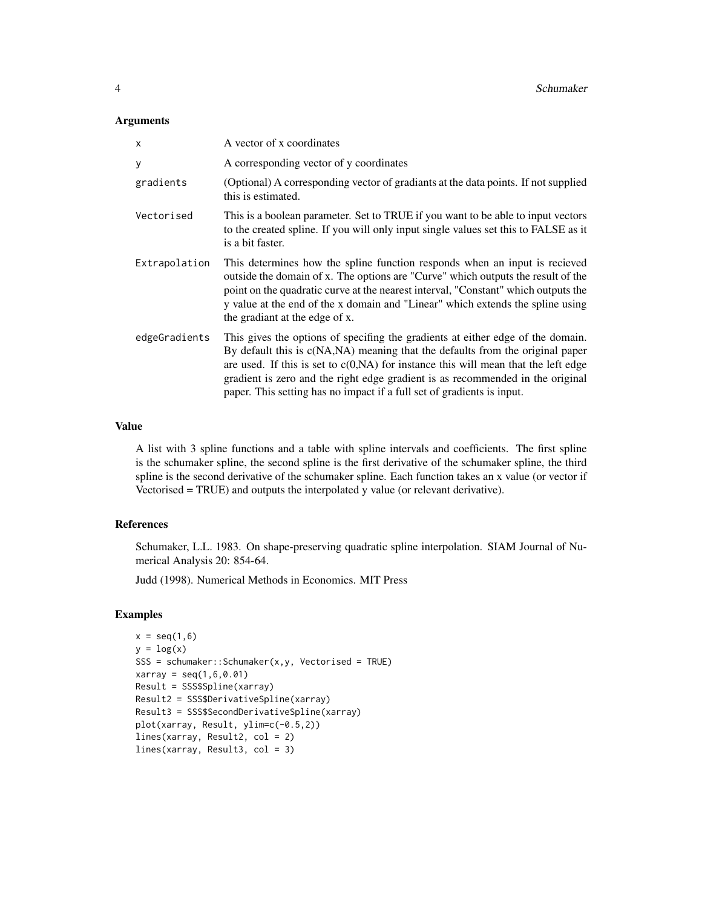## Arguments

| | |
|---|---|
| `x` | A vector of x coordinates |
| `y` | A corresponding vector of y coordinates |
| `gradients` | (Optional) A corresponding vector of gradiants at the data points. If not supplied this is estimated. |
| `Vectorised` | This is a boolean parameter. Set to TRUE if you want to be able to input vectors to the created spline. If you will only input single values set this to FALSE as it is a bit faster. |
| `Extrapolation` | This determines how the spline function responds when an input is recieved outside the domain of x. The options are "Curve" which outputs the result of the point on the quadratic curve at the nearest interval, "Constant" which outputs the y value at the end of the x domain and "Linear" which extends the spline using the gradiant at the edge of x. |
| `edgeGradients` | This gives the options of specifing the gradients at either edge of the domain. By default this is c(NA,NA) meaning that the defaults from the original paper are used. If this is set to c(0,NA) for instance this will mean that the left edge gradient is zero and the right edge gradient is as recommended in the original paper. This setting has no impact if a full set of gradients is input. |

## Value

A list with 3 spline functions and a table with spline intervals and coefficients. The first spline is the schumaker spline, the second spline is the first derivative of the schumaker spline, the third spline is the second derivative of the schumaker spline. Each function takes an x value (or vector if Vectorised = TRUE) and outputs the interpolated y value (or relevant derivative).

## References

Schumaker, L.L. 1983. On shape-preserving quadratic spline interpolation. SIAM Journal of Numerical Analysis 20: 854-64.

Judd (1998). Numerical Methods in Economics. MIT Press

## Examples

```
x = seq(1,6)
y = log(x)
SSS = schumaker::Schumaker(x,y, Vectorised = TRUE)
xarray = seq(1,6,0.01)
Result = SSS$Spline(xarray)
Result2 = SSS$DerivativeSpline(xarray)
Result3 = SSS$SecondDerivativeSpline(xarray)
plot(xarray, Result, ylim=c(-0.5,2))
lines(xarray, Result2, col = 2)
lines(xarray, Result3, col = 3)
```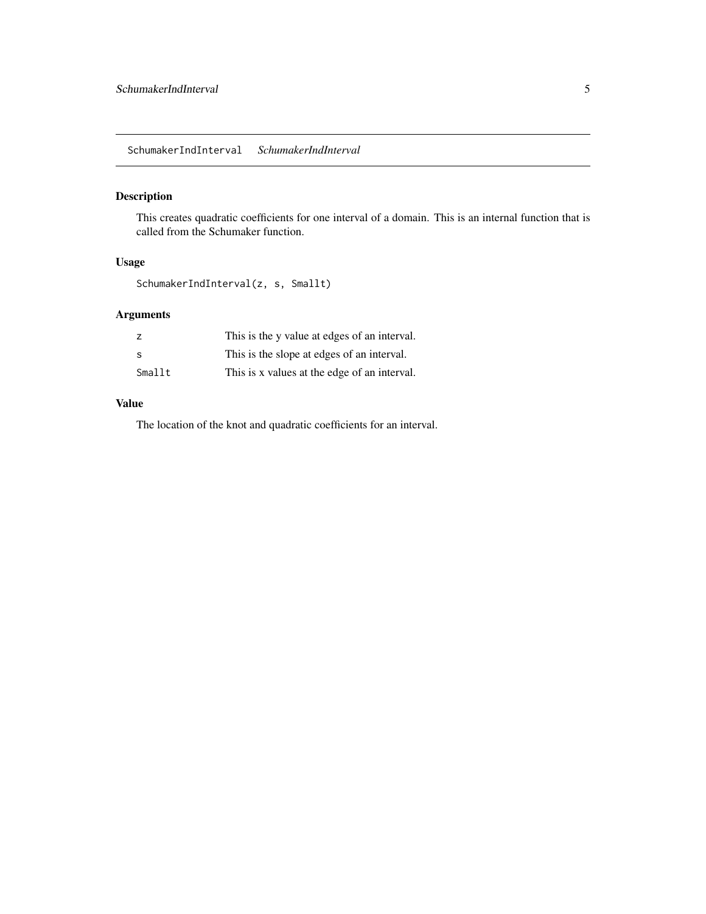## SchumakerIndInterval *SchumakerIndInterval*

### Description

This creates quadratic coefficients for one interval of a domain. This is an internal function that is called from the Schumaker function.

### Usage

```
SchumakerIndInterval(z, s, Smallt)
```

### Arguments

| | |
|---|---|
| `z` | This is the y value at edges of an interval. |
| `s` | This is the slope at edges of an interval. |
| `Smallt` | This is x values at the edge of an interval. |

### Value

The location of the knot and quadratic coefficients for an interval.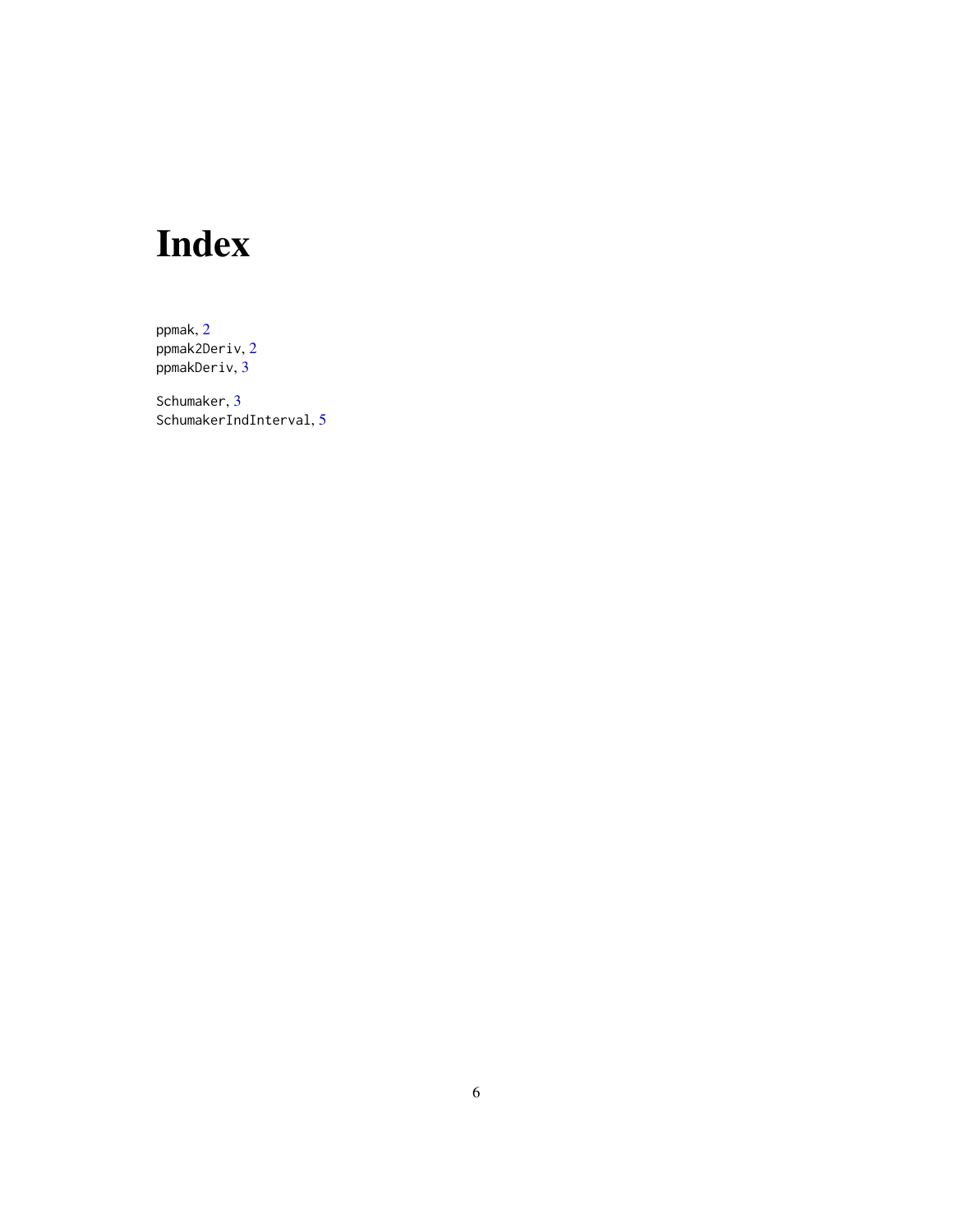# Index

ppmak, 2
ppmak2Deriv, 2
ppmakDeriv, 3

Schumaker, 3
SchumakerIndInterval, 5